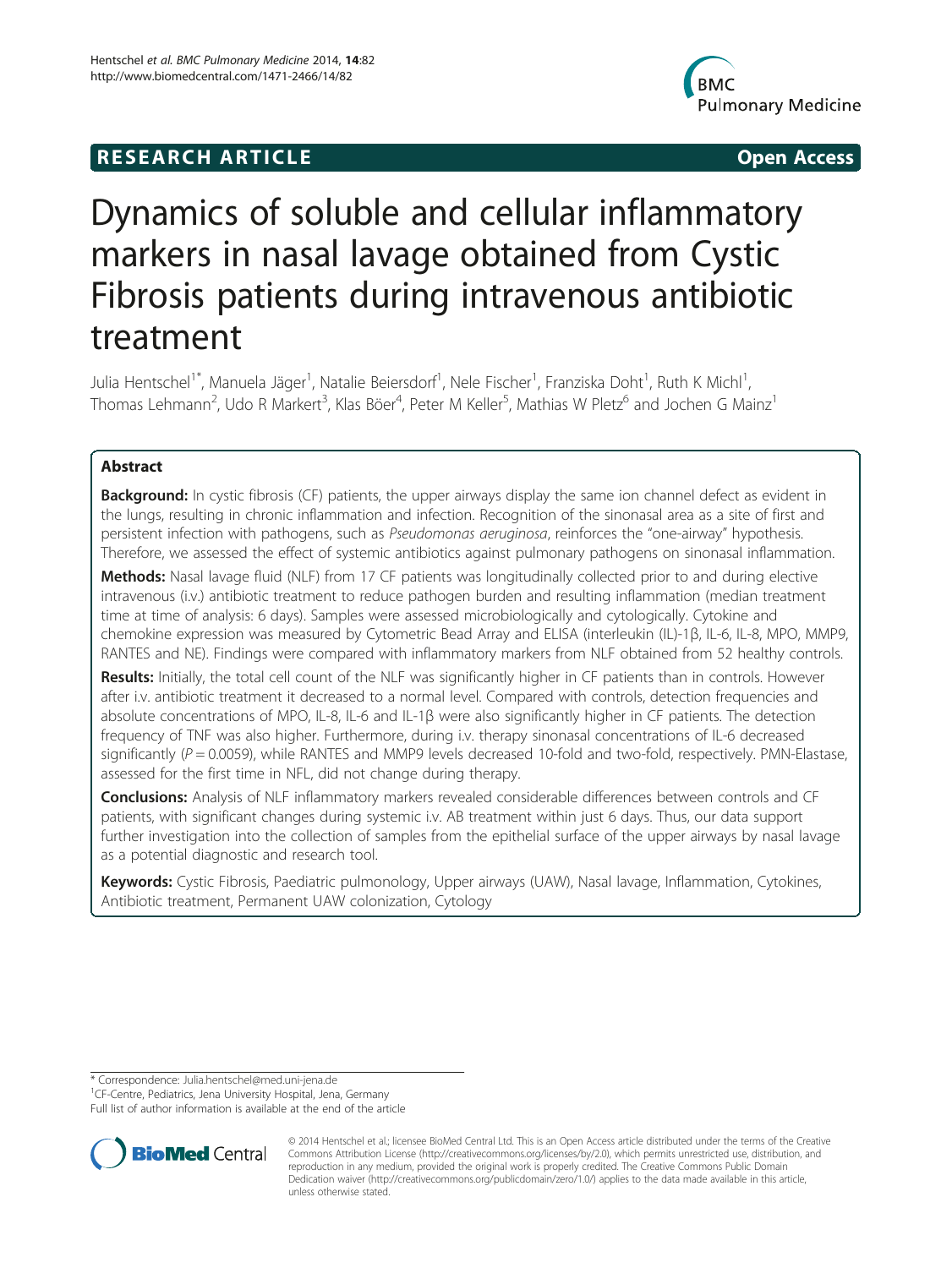## RESEARCH ARTICLE

Open Access

# Dynamics of soluble and cellular inflammatory markers in nasal lavage obtained from Cystic Fibrosis patients during intravenous antibiotic treatment

Julia Hentschel[1*], Manuela Jäger[1], Natalie Beiersdorf[1], Nele Fischer[1], Franziska Doht[1], Ruth K Michl[1], Thomas Lehmann[2], Udo R Markert[3], Klas Böer[4], Peter M Keller[5], Mathias W Pletz[6] and Jochen G Mainz[1]

### Abstract

**Background:** In cystic fibrosis (CF) patients, the upper airways display the same ion channel defect as evident in the lungs, resulting in chronic inflammation and infection. Recognition of the sinonasal area as a site of first and persistent infection with pathogens, such as *Pseudomonas aeruginosa*, reinforces the "one-airway" hypothesis. Therefore, we assessed the effect of systemic antibiotics against pulmonary pathogens on sinonasal inflammation.

**Methods:** Nasal lavage fluid (NLF) from 17 CF patients was longitudinally collected prior to and during elective intravenous (i.v.) antibiotic treatment to reduce pathogen burden and resulting inflammation (median treatment time at time of analysis: 6 days). Samples were assessed microbiologically and cytologically. Cytokine and chemokine expression was measured by Cytometric Bead Array and ELISA (interleukin (IL)-1β, IL-6, IL-8, MPO, MMP9, RANTES and NE). Findings were compared with inflammatory markers from NLF obtained from 52 healthy controls.

**Results:** Initially, the total cell count of the NLF was significantly higher in CF patients than in controls. However after i.v. antibiotic treatment it decreased to a normal level. Compared with controls, detection frequencies and absolute concentrations of MPO, IL-8, IL-6 and IL-1β were also significantly higher in CF patients. The detection frequency of TNF was also higher. Furthermore, during i.v. therapy sinonasal concentrations of IL-6 decreased significantly ($P = 0.0059$), while RANTES and MMP9 levels decreased 10-fold and two-fold, respectively. PMN-Elastase, assessed for the first time in NFL, did not change during therapy.

**Conclusions:** Analysis of NLF inflammatory markers revealed considerable differences between controls and CF patients, with significant changes during systemic i.v. AB treatment within just 6 days. Thus, our data support further investigation into the collection of samples from the epithelial surface of the upper airways by nasal lavage as a potential diagnostic and research tool.

**Keywords:** Cystic Fibrosis, Paediatric pulmonology, Upper airways (UAW), Nasal lavage, Inflammation, Cytokines, Antibiotic treatment, Permanent UAW colonization, Cytology

* Correspondence: Julia.hentschel@med.uni-jena.de
[1]CF-Centre, Pediatrics, Jena University Hospital, Jena, Germany
Full list of author information is available at the end of the article

© 2014 Hentschel et al.; licensee BioMed Central Ltd. This is an Open Access article distributed under the terms of the Creative Commons Attribution License (http://creativecommons.org/licenses/by/2.0), which permits unrestricted use, distribution, and reproduction in any medium, provided the original work is properly credited. The Creative Commons Public Domain Dedication waiver (http://creativecommons.org/publicdomain/zero/1.0/) applies to the data made available in this article, unless otherwise stated.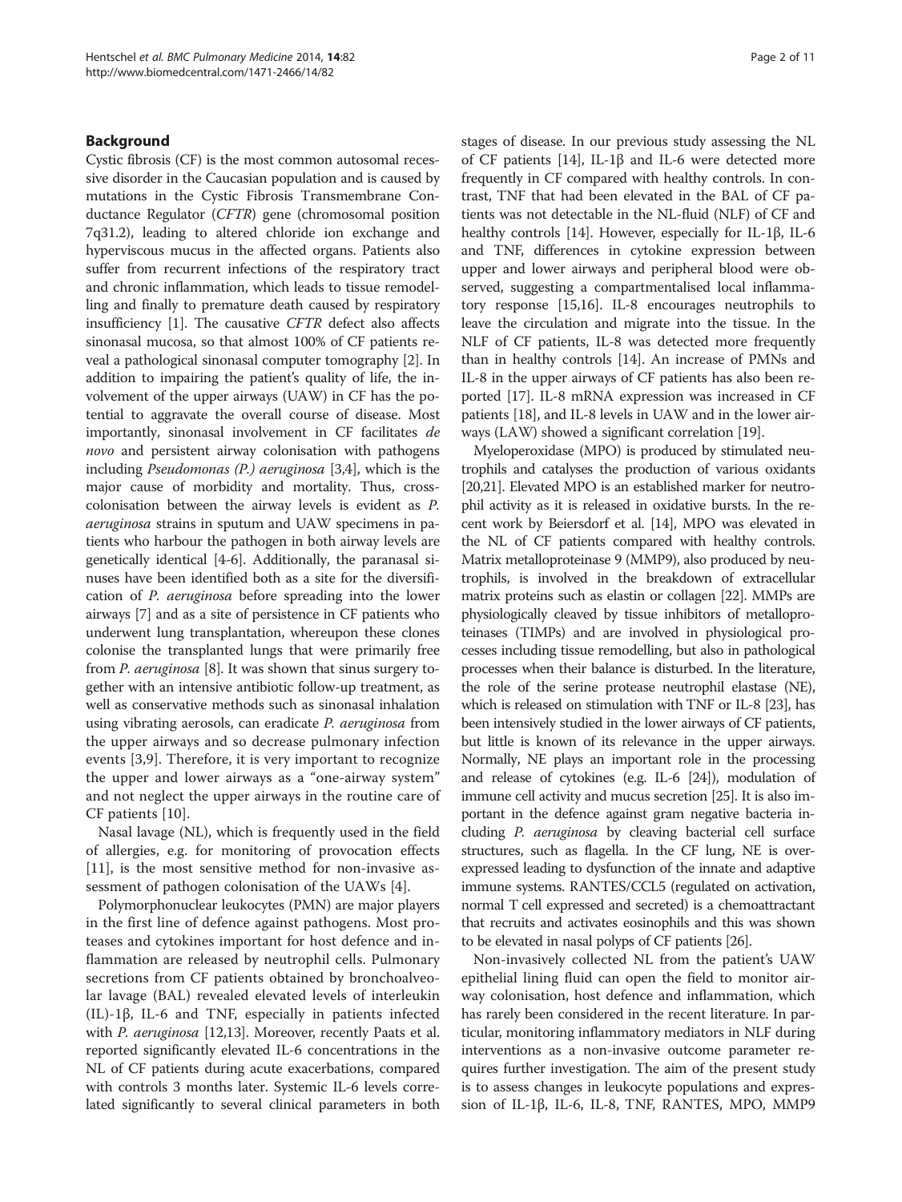## Background

Cystic fibrosis (CF) is the most common autosomal recessive disorder in the Caucasian population and is caused by mutations in the Cystic Fibrosis Transmembrane Conductance Regulator (*CFTR*) gene (chromosomal position 7q31.2), leading to altered chloride ion exchange and hyperviscous mucus in the affected organs. Patients also suffer from recurrent infections of the respiratory tract and chronic inflammation, which leads to tissue remodelling and finally to premature death caused by respiratory insufficiency [1]. The causative *CFTR* defect also affects sinonasal mucosa, so that almost 100% of CF patients reveal a pathological sinonasal computer tomography [2]. In addition to impairing the patient's quality of life, the involvement of the upper airways (UAW) in CF has the potential to aggravate the overall course of disease. Most importantly, sinonasal involvement in CF facilitates *de novo* and persistent airway colonisation with pathogens including *Pseudomonas (P.) aeruginosa* [3,4], which is the major cause of morbidity and mortality. Thus, cross-colonisation between the airway levels is evident as *P. aeruginosa* strains in sputum and UAW specimens in patients who harbour the pathogen in both airway levels are genetically identical [4-6]. Additionally, the paranasal sinuses have been identified both as a site for the diversification of *P. aeruginosa* before spreading into the lower airways [7] and as a site of persistence in CF patients who underwent lung transplantation, whereupon these clones colonise the transplanted lungs that were primarily free from *P. aeruginosa* [8]. It was shown that sinus surgery together with an intensive antibiotic follow-up treatment, as well as conservative methods such as sinonasal inhalation using vibrating aerosols, can eradicate *P. aeruginosa* from the upper airways and so decrease pulmonary infection events [3,9]. Therefore, it is very important to recognize the upper and lower airways as a "one-airway system" and not neglect the upper airways in the routine care of CF patients [10].

Nasal lavage (NL), which is frequently used in the field of allergies, e.g. for monitoring of provocation effects [11], is the most sensitive method for non-invasive assessment of pathogen colonisation of the UAWs [4].

Polymorphonuclear leukocytes (PMN) are major players in the first line of defence against pathogens. Most proteases and cytokines important for host defence and inflammation are released by neutrophil cells. Pulmonary secretions from CF patients obtained by bronchoalveolar lavage (BAL) revealed elevated levels of interleukin (IL)-1β, IL-6 and TNF, especially in patients infected with *P. aeruginosa* [12,13]. Moreover, recently Paats et al. reported significantly elevated IL-6 concentrations in the NL of CF patients during acute exacerbations, compared with controls 3 months later. Systemic IL-6 levels correlated significantly to several clinical parameters in both stages of disease. In our previous study assessing the NL of CF patients [14], IL-1β and IL-6 were detected more frequently in CF compared with healthy controls. In contrast, TNF that had been elevated in the BAL of CF patients was not detectable in the NL-fluid (NLF) of CF and healthy controls [14]. However, especially for IL-1β, IL-6 and TNF, differences in cytokine expression between upper and lower airways and peripheral blood were observed, suggesting a compartmentalised local inflammatory response [15,16]. IL-8 encourages neutrophils to leave the circulation and migrate into the tissue. In the NLF of CF patients, IL-8 was detected more frequently than in healthy controls [14]. An increase of PMNs and IL-8 in the upper airways of CF patients has also been reported [17]. IL-8 mRNA expression was increased in CF patients [18], and IL-8 levels in UAW and in the lower airways (LAW) showed a significant correlation [19].

Myeloperoxidase (MPO) is produced by stimulated neutrophils and catalyses the production of various oxidants [20,21]. Elevated MPO is an established marker for neutrophil activity as it is released in oxidative bursts. In the recent work by Beiersdorf et al. [14], MPO was elevated in the NL of CF patients compared with healthy controls. Matrix metalloproteinase 9 (MMP9), also produced by neutrophils, is involved in the breakdown of extracellular matrix proteins such as elastin or collagen [22]. MMPs are physiologically cleaved by tissue inhibitors of metalloproteinases (TIMPs) and are involved in physiological processes including tissue remodelling, but also in pathological processes when their balance is disturbed. In the literature, the role of the serine protease neutrophil elastase (NE), which is released on stimulation with TNF or IL-8 [23], has been intensively studied in the lower airways of CF patients, but little is known of its relevance in the upper airways. Normally, NE plays an important role in the processing and release of cytokines (e.g. IL-6 [24]), modulation of immune cell activity and mucus secretion [25]. It is also important in the defence against gram negative bacteria including *P. aeruginosa* by cleaving bacterial cell surface structures, such as flagella. In the CF lung, NE is overexpressed leading to dysfunction of the innate and adaptive immune systems. RANTES/CCL5 (regulated on activation, normal T cell expressed and secreted) is a chemoattractant that recruits and activates eosinophils and this was shown to be elevated in nasal polyps of CF patients [26].

Non-invasively collected NL from the patient's UAW epithelial lining fluid can open the field to monitor airway colonisation, host defence and inflammation, which has rarely been considered in the recent literature. In particular, monitoring inflammatory mediators in NLF during interventions as a non-invasive outcome parameter requires further investigation. The aim of the present study is to assess changes in leukocyte populations and expression of IL-1β, IL-6, IL-8, TNF, RANTES, MPO, MMP9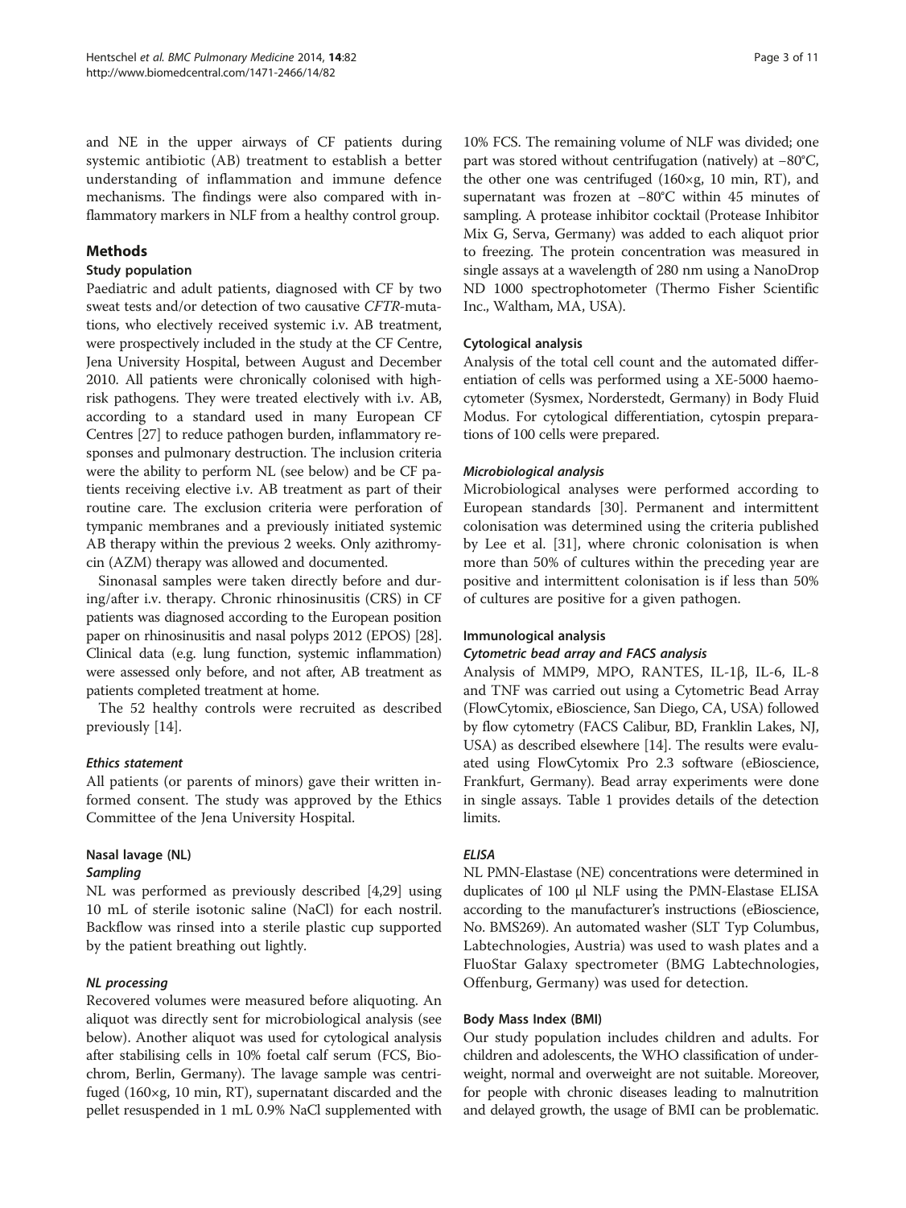and NE in the upper airways of CF patients during systemic antibiotic (AB) treatment to establish a better understanding of inflammation and immune defence mechanisms. The findings were also compared with inflammatory markers in NLF from a healthy control group.

## Methods

### Study population

Paediatric and adult patients, diagnosed with CF by two sweat tests and/or detection of two causative *CFTR*-mutations, who electively received systemic i.v. AB treatment, were prospectively included in the study at the CF Centre, Jena University Hospital, between August and December 2010. All patients were chronically colonised with high-risk pathogens. They were treated electively with i.v. AB, according to a standard used in many European CF Centres [27] to reduce pathogen burden, inflammatory responses and pulmonary destruction. The inclusion criteria were the ability to perform NL (see below) and be CF patients receiving elective i.v. AB treatment as part of their routine care. The exclusion criteria were perforation of tympanic membranes and a previously initiated systemic AB therapy within the previous 2 weeks. Only azithromycin (AZM) therapy was allowed and documented.

Sinonasal samples were taken directly before and during/after i.v. therapy. Chronic rhinosinusitis (CRS) in CF patients was diagnosed according to the European position paper on rhinosinusitis and nasal polyps 2012 (EPOS) [28]. Clinical data (e.g. lung function, systemic inflammation) were assessed only before, and not after, AB treatment as patients completed treatment at home.

The 52 healthy controls were recruited as described previously [14].

#### *Ethics statement*

All patients (or parents of minors) gave their written informed consent. The study was approved by the Ethics Committee of the Jena University Hospital.

### Nasal lavage (NL)

#### *Sampling*

NL was performed as previously described [4,29] using 10 mL of sterile isotonic saline (NaCl) for each nostril. Backflow was rinsed into a sterile plastic cup supported by the patient breathing out lightly.

#### *NL processing*

Recovered volumes were measured before aliquoting. An aliquot was directly sent for microbiological analysis (see below). Another aliquot was used for cytological analysis after stabilising cells in 10% foetal calf serum (FCS, Biochrom, Berlin, Germany). The lavage sample was centrifuged (160×g, 10 min, RT), supernatant discarded and the pellet resuspended in 1 mL 0.9% NaCl supplemented with 10% FCS. The remaining volume of NLF was divided; one part was stored without centrifugation (natively) at −80°C, the other one was centrifuged (160×g, 10 min, RT), and supernatant was frozen at −80°C within 45 minutes of sampling. A protease inhibitor cocktail (Protease Inhibitor Mix G, Serva, Germany) was added to each aliquot prior to freezing. The protein concentration was measured in single assays at a wavelength of 280 nm using a NanoDrop ND 1000 spectrophotometer (Thermo Fisher Scientific Inc., Waltham, MA, USA).

### Cytological analysis

Analysis of the total cell count and the automated differentiation of cells was performed using a XE-5000 haemocytometer (Sysmex, Norderstedt, Germany) in Body Fluid Modus. For cytological differentiation, cytospin preparations of 100 cells were prepared.

#### *Microbiological analysis*

Microbiological analyses were performed according to European standards [30]. Permanent and intermittent colonisation was determined using the criteria published by Lee et al. [31], where chronic colonisation is when more than 50% of cultures within the preceding year are positive and intermittent colonisation is if less than 50% of cultures are positive for a given pathogen.

### Immunological analysis

#### *Cytometric bead array and FACS analysis*

Analysis of MMP9, MPO, RANTES, IL-1β, IL-6, IL-8 and TNF was carried out using a Cytometric Bead Array (FlowCytomix, eBioscience, San Diego, CA, USA) followed by flow cytometry (FACS Calibur, BD, Franklin Lakes, NJ, USA) as described elsewhere [14]. The results were evaluated using FlowCytomix Pro 2.3 software (eBioscience, Frankfurt, Germany). Bead array experiments were done in single assays. Table 1 provides details of the detection limits.

#### *ELISA*

NL PMN-Elastase (NE) concentrations were determined in duplicates of 100 μl NLF using the PMN-Elastase ELISA according to the manufacturer's instructions (eBioscience, No. BMS269). An automated washer (SLT Typ Columbus, Labtechnologies, Austria) was used to wash plates and a FluoStar Galaxy spectrometer (BMG Labtechnologies, Offenburg, Germany) was used for detection.

### Body Mass Index (BMI)

Our study population includes children and adults. For children and adolescents, the WHO classification of underweight, normal and overweight are not suitable. Moreover, for people with chronic diseases leading to malnutrition and delayed growth, the usage of BMI can be problematic.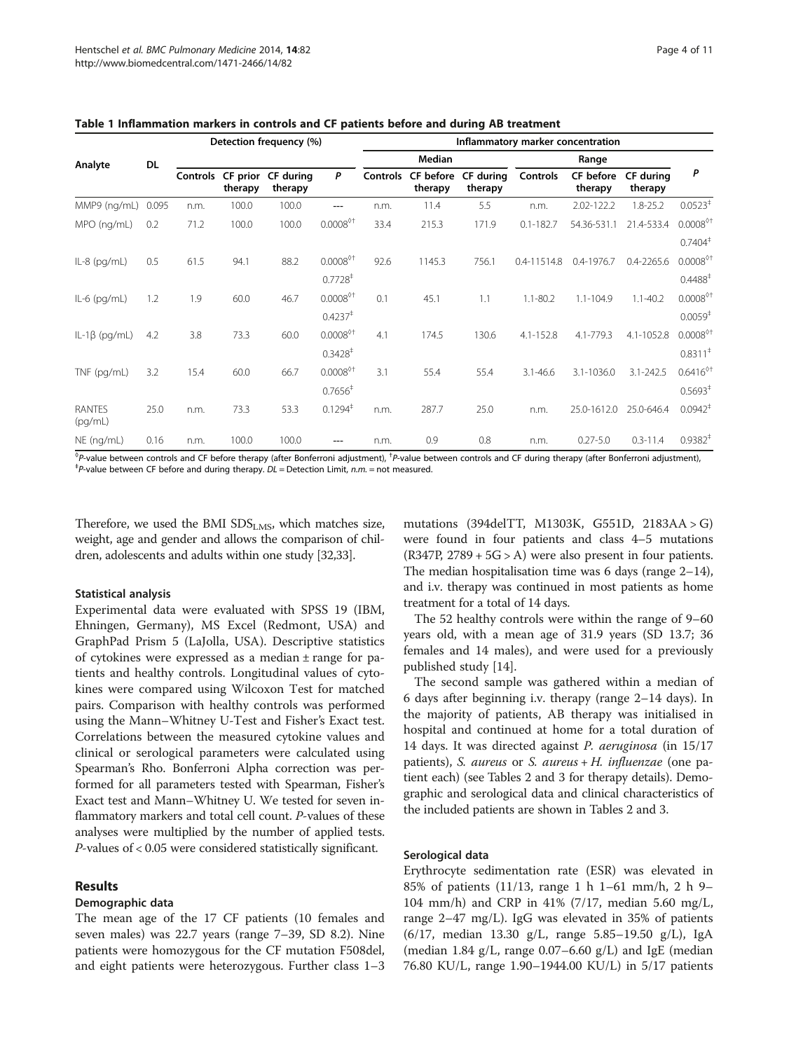**Table 1 Inflammation markers in controls and CF patients before and during AB treatment**

| Analyte | DL | Detection frequency (%) | | | | Inflammatory marker concentration | | | | | | |
|---|---|---|---|---|---|---|---|---|---|---|---|---|
| | | | | | | Median | | | Range | | | |
| | | Controls | CF prior therapy | CF during therapy | P | Controls | CF before therapy | CF during therapy | Controls | CF before therapy | CF during therapy | P |
| MMP9 (ng/mL) | 0.095 | n.m. | 100.0 | 100.0 | --- | n.m. | 11.4 | 5.5 | n.m. | 2.02-122.2 | 1.8-25.2 | 0.0523‡ |
| MPO (ng/mL) | 0.2 | 71.2 | 100.0 | 100.0 | 0.0008◊† | 33.4 | 215.3 | 171.9 | 0.1-182.7 | 54.36-531.1 | 21.4-533.4 | 0.0008◊† |
| | | | | | | | | | | | | 0.7404‡ |
| IL-8 (pg/mL) | 0.5 | 61.5 | 94.1 | 88.2 | 0.0008◊† | 92.6 | 1145.3 | 756.1 | 0.4-11514.8 | 0.4-1976.7 | 0.4-2265.6 | 0.0008◊† |
| | | | | | 0.7728‡ | | | | | | | 0.4488‡ |
| IL-6 (pg/mL) | 1.2 | 1.9 | 60.0 | 46.7 | 0.0008◊† | 0.1 | 45.1 | 1.1 | 1.1-80.2 | 1.1-104.9 | 1.1-40.2 | 0.0008◊† |
| | | | | | 0.4237‡ | | | | | | | 0.0059‡ |
| IL-1β (pg/mL) | 4.2 | 3.8 | 73.3 | 60.0 | 0.0008◊† | 4.1 | 174.5 | 130.6 | 4.1-152.8 | 4.1-779.3 | 4.1-1052.8 | 0.0008◊† |
| | | | | | 0.3428‡ | | | | | | | 0.8311‡ |
| TNF (pg/mL) | 3.2 | 15.4 | 60.0 | 66.7 | 0.0008◊† | 3.1 | 55.4 | 55.4 | 3.1-46.6 | 3.1-1036.0 | 3.1-242.5 | 0.6416◊† |
| | | | | | 0.7656‡ | | | | | | | 0.5693‡ |
| RANTES (pg/mL) | 25.0 | n.m. | 73.3 | 53.3 | 0.1294‡ | n.m. | 287.7 | 25.0 | n.m. | 25.0-1612.0 | 25.0-646.4 | 0.0942‡ |
| NE (ng/mL) | 0.16 | n.m. | 100.0 | 100.0 | --- | n.m. | 0.9 | 0.8 | n.m. | 0.27-5.0 | 0.3-11.4 | 0.9382‡ |

◊P-value between controls and CF before therapy (after Bonferroni adjustment), †P-value between controls and CF during therapy (after Bonferroni adjustment), ‡P-value between CF before and during therapy. *DL* = Detection Limit, *n.m.* = not measured.

Therefore, we used the BMI $SDS_{LMS}$, which matches size, weight, age and gender and allows the comparison of children, adolescents and adults within one study [32,33].

### Statistical analysis

Experimental data were evaluated with SPSS 19 (IBM, Ehningen, Germany), MS Excel (Redmont, USA) and GraphPad Prism 5 (LaJolla, USA). Descriptive statistics of cytokines were expressed as a median ± range for patients and healthy controls. Longitudinal values of cytokines were compared using Wilcoxon Test for matched pairs. Comparison with healthy controls was performed using the Mann–Whitney U-Test and Fisher's Exact test. Correlations between the measured cytokine values and clinical or serological parameters were calculated using Spearman's Rho. Bonferroni Alpha correction was performed for all parameters tested with Spearman, Fisher's Exact test and Mann–Whitney U. We tested for seven inflammatory markers and total cell count. *P*-values of these analyses were multiplied by the number of applied tests. *P*-values of < 0.05 were considered statistically significant.

## Results

### Demographic data

The mean age of the 17 CF patients (10 females and seven males) was 22.7 years (range 7–39, SD 8.2). Nine patients were homozygous for the CF mutation F508del, and eight patients were heterozygous. Further class 1–3 mutations (394delTT, M1303K, G551D, 2183AA > G) were found in four patients and class 4–5 mutations (R347P, 2789 + 5G > A) were also present in four patients. The median hospitalisation time was 6 days (range 2–14), and i.v. therapy was continued in most patients as home treatment for a total of 14 days.

The 52 healthy controls were within the range of 9–60 years old, with a mean age of 31.9 years (SD 13.7; 36 females and 14 males), and were used for a previously published study [14].

The second sample was gathered within a median of 6 days after beginning i.v. therapy (range 2–14 days). In the majority of patients, AB therapy was initialised in hospital and continued at home for a total duration of 14 days. It was directed against *P. aeruginosa* (in 15/17 patients), *S. aureus* or *S. aureus* + *H. influenzae* (one patient each) (see Tables 2 and 3 for therapy details). Demographic and serological data and clinical characteristics of the included patients are shown in Tables 2 and 3.

### Serological data

Erythrocyte sedimentation rate (ESR) was elevated in 85% of patients (11/13, range 1 h 1–61 mm/h, 2 h 9–104 mm/h) and CRP in 41% (7/17, median 5.60 mg/L, range 2–47 mg/L). IgG was elevated in 35% of patients (6/17, median 13.30 g/L, range 5.85–19.50 g/L), IgA (median 1.84 g/L, range 0.07–6.60 g/L) and IgE (median 76.80 KU/L, range 1.90–1944.00 KU/L) in 5/17 patients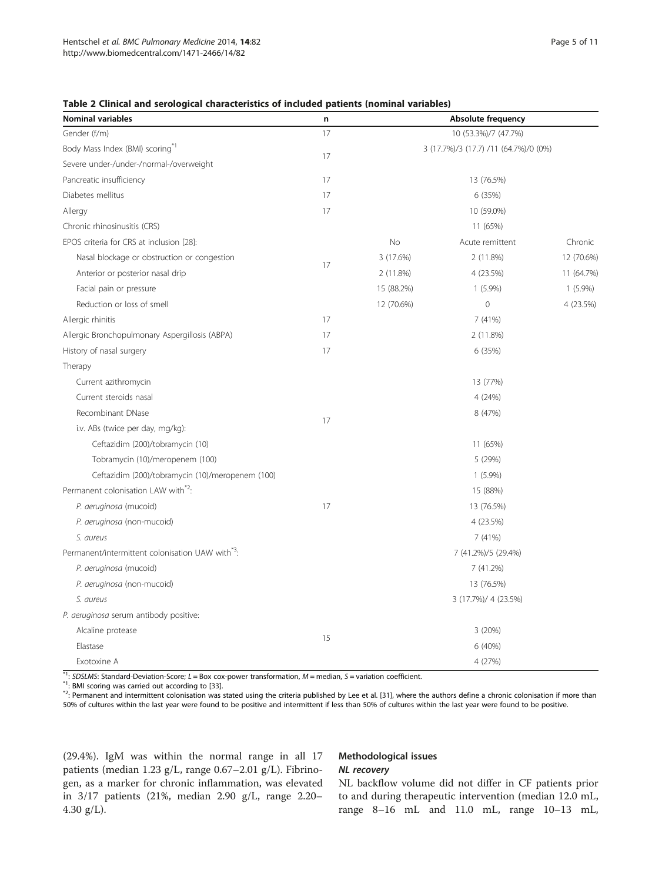**Table 2 Clinical and serological characteristics of included patients (nominal variables)**

| Nominal variables | n | Absolute frequency | | |
|---|---|---|---|---|
| Gender (f/m) | 17 | 10 (53.3%)/7 (47.7%) | | |
| Body Mass Index (BMI) scoring[*1] Severe under-/under-/normal-/overweight | 17 | 3 (17.7%)/3 (17.7) /11 (64.7%)/0 (0%) | | |
| Pancreatic insufficiency | 17 | 13 (76.5%) | | |
| Diabetes mellitus | 17 | 6 (35%) | | |
| Allergy | 17 | 10 (59.0%) | | |
| Chronic rhinosinusitis (CRS) | | 11 (65%) | | |
| EPOS criteria for CRS at inclusion [28]: | | No | Acute remittent | Chronic |
| Nasal blockage or obstruction or congestion | 17 | 3 (17.6%) | 2 (11.8%) | 12 (70.6%) |
| Anterior or posterior nasal drip | | 2 (11.8%) | 4 (23.5%) | 11 (64.7%) |
| Facial pain or pressure | | 15 (88.2%) | 1 (5.9%) | 1 (5.9%) |
| Reduction or loss of smell | | 12 (70.6%) | 0 | 4 (23.5%) |
| Allergic rhinitis | 17 | 7 (41%) | | |
| Allergic Bronchopulmonary Aspergillosis (ABPA) | 17 | 2 (11.8%) | | |
| History of nasal surgery | 17 | 6 (35%) | | |
| Therapy | | | | |
| Current azithromycin | 17 | 13 (77%) | | |
| Current steroids nasal | | 4 (24%) | | |
| Recombinant DNase | | 8 (47%) | | |
| i.v. ABs (twice per day, mg/kg): | | | | |
| Ceftazidim (200)/tobramycin (10) | | 11 (65%) | | |
| Tobramycin (10)/meropenem (100) | | 5 (29%) | | |
| Ceftazidim (200)/tobramycin (10)/meropenem (100) | | 1 (5.9%) | | |
| Permanent colonisation LAW with[*2]: | 17 | 15 (88%) | | |
| *P. aeruginosa* (mucoid) | | 13 (76.5%) | | |
| *P. aeruginosa* (non-mucoid) | | 4 (23.5%) | | |
| *S. aureus* | | 7 (41%) | | |
| Permanent/intermittent colonisation UAW with[*3]: | | 7 (41.2%)/5 (29.4%) | | |
| *P. aeruginosa* (mucoid) | | 7 (41.2%) | | |
| *P. aeruginosa* (non-mucoid) | | 13 (76.5%) | | |
| *S. aureus* | | 3 (17.7%)/ 4 (23.5%) | | |
| *P. aeruginosa* serum antibody positive: | | | | |
| Alcaline protease | 15 | 3 (20%) | | |
| Elastase | | 6 (40%) | | |
| Exotoxine A | | 4 (27%) | | |

[*1]: *SDSLMS*: Standard-Deviation-Score; *L* = Box cox-power transformation, *M* = median, *S* = variation coefficient.
[*1]: BMI scoring was carried out according to [33].
[*2]: Permanent and intermittent colonisation was stated using the criteria published by Lee et al. [31], where the authors define a chronic colonisation if more than 50% of cultures within the last year were found to be positive and intermittent if less than 50% of cultures within the last year were found to be positive.

(29.4%). IgM was within the normal range in all 17 patients (median 1.23 g/L, range 0.67–2.01 g/L). Fibrinogen, as a marker for chronic inflammation, was elevated in 3/17 patients (21%, median 2.90 g/L, range 2.20–4.30 g/L).

## Methodological issues

### *NL recovery*

NL backflow volume did not differ in CF patients prior to and during therapeutic intervention (median 12.0 mL, range 8–16 mL and 11.0 mL, range 10–13 mL,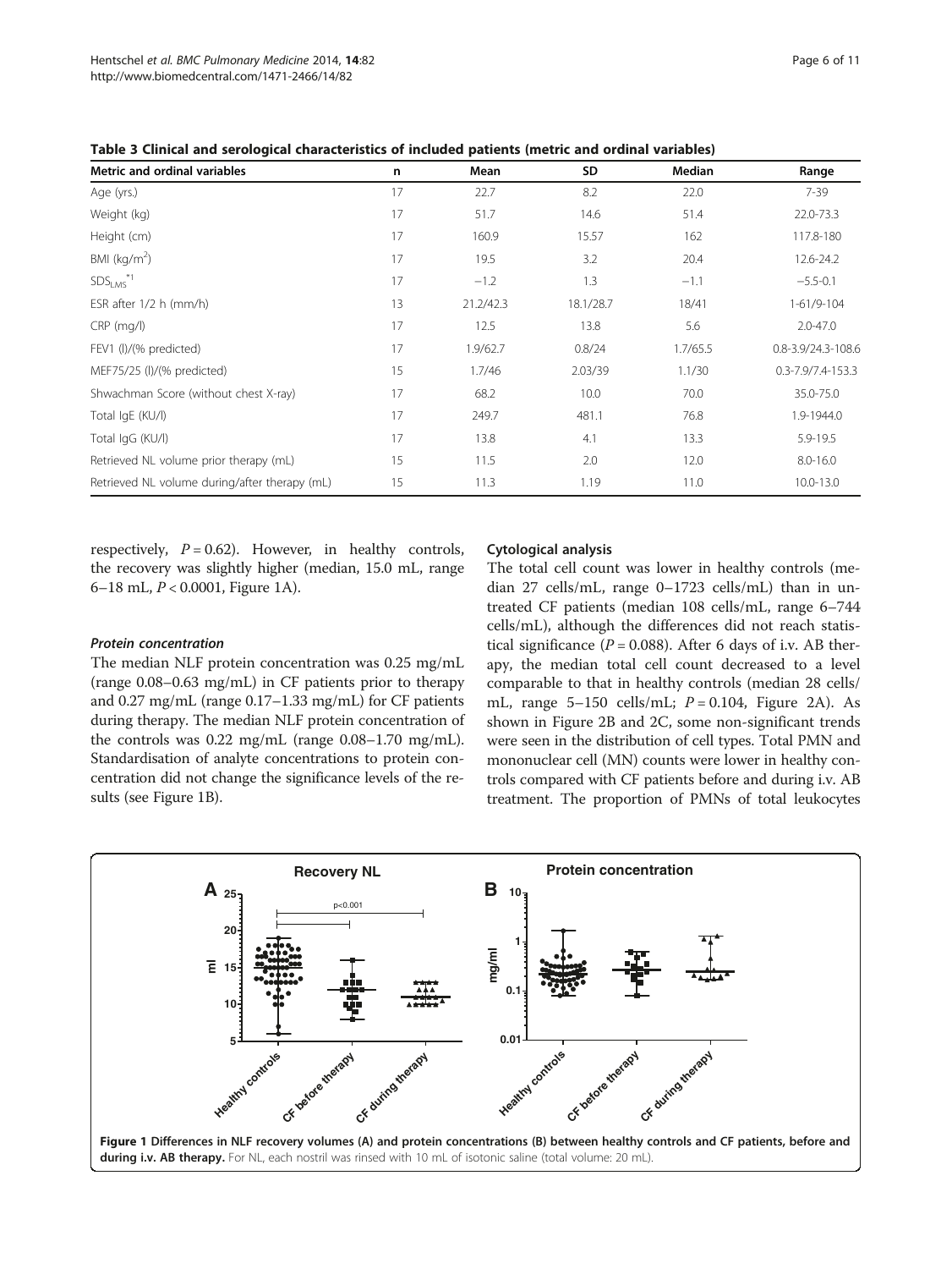**Table 3 Clinical and serological characteristics of included patients (metric and ordinal variables)**

| Metric and ordinal variables | n | Mean | SD | Median | Range |
|---|---|---|---|---|---|
| Age (yrs.) | 17 | 22.7 | 8.2 | 22.0 | 7-39 |
| Weight (kg) | 17 | 51.7 | 14.6 | 51.4 | 22.0-73.3 |
| Height (cm) | 17 | 160.9 | 15.57 | 162 | 117.8-180 |
| BMI (kg/m$^2$) | 17 | 19.5 | 3.2 | 20.4 | 12.6-24.2 |
| $SDS_{LMS}$[*1] | 17 | −1.2 | 1.3 | −1.1 | −5.5-0.1 |
| ESR after 1/2 h (mm/h) | 13 | 21.2/42.3 | 18.1/28.7 | 18/41 | 1-61/9-104 |
| CRP (mg/l) | 17 | 12.5 | 13.8 | 5.6 | 2.0-47.0 |
| FEV1 (l)/(% predicted) | 17 | 1.9/62.7 | 0.8/24 | 1.7/65.5 | 0.8-3.9/24.3-108.6 |
| MEF75/25 (l)/(% predicted) | 15 | 1.7/46 | 2.03/39 | 1.1/30 | 0.3-7.9/7.4-153.3 |
| Shwachman Score (without chest X-ray) | 17 | 68.2 | 10.0 | 70.0 | 35.0-75.0 |
| Total IgE (KU/l) | 17 | 249.7 | 481.1 | 76.8 | 1.9-1944.0 |
| Total IgG (KU/l) | 17 | 13.8 | 4.1 | 13.3 | 5.9-19.5 |
| Retrieved NL volume prior therapy (mL) | 15 | 11.5 | 2.0 | 12.0 | 8.0-16.0 |
| Retrieved NL volume during/after therapy (mL) | 15 | 11.3 | 1.19 | 11.0 | 10.0-13.0 |

respectively, $P = 0.62$). However, in healthy controls, the recovery was slightly higher (median, 15.0 mL, range 6–18 mL, $P < 0.0001$, Figure 1A).

#### *Protein concentration*

The median NLF protein concentration was 0.25 mg/mL (range 0.08–0.63 mg/mL) in CF patients prior to therapy and 0.27 mg/mL (range 0.17–1.33 mg/mL) for CF patients during therapy. The median NLF protein concentration of the controls was 0.22 mg/mL (range 0.08–1.70 mg/mL). Standardisation of analyte concentrations to protein concentration did not change the significance levels of the results (see Figure 1B).

### Cytological analysis

The total cell count was lower in healthy controls (median 27 cells/mL, range 0–1723 cells/mL) than in untreated CF patients (median 108 cells/mL, range 6–744 cells/mL), although the differences did not reach statistical significance ($P = 0.088$). After 6 days of i.v. AB therapy, the median total cell count decreased to a level comparable to that in healthy controls (median 28 cells/mL, range 5–150 cells/mL; $P = 0.104$, Figure 2A). As shown in Figure 2B and 2C, some non-significant trends were seen in the distribution of cell types. Total PMN and mononuclear cell (MN) counts were lower in healthy controls compared with CF patients before and during i.v. AB treatment. The proportion of PMNs of total leukocytes

**Figure 1 Differences in NLF recovery volumes (A) and protein concentrations (B) between healthy controls and CF patients, before and during i.v. AB therapy.** For NL, each nostril was rinsed with 10 mL of isotonic saline (total volume: 20 mL).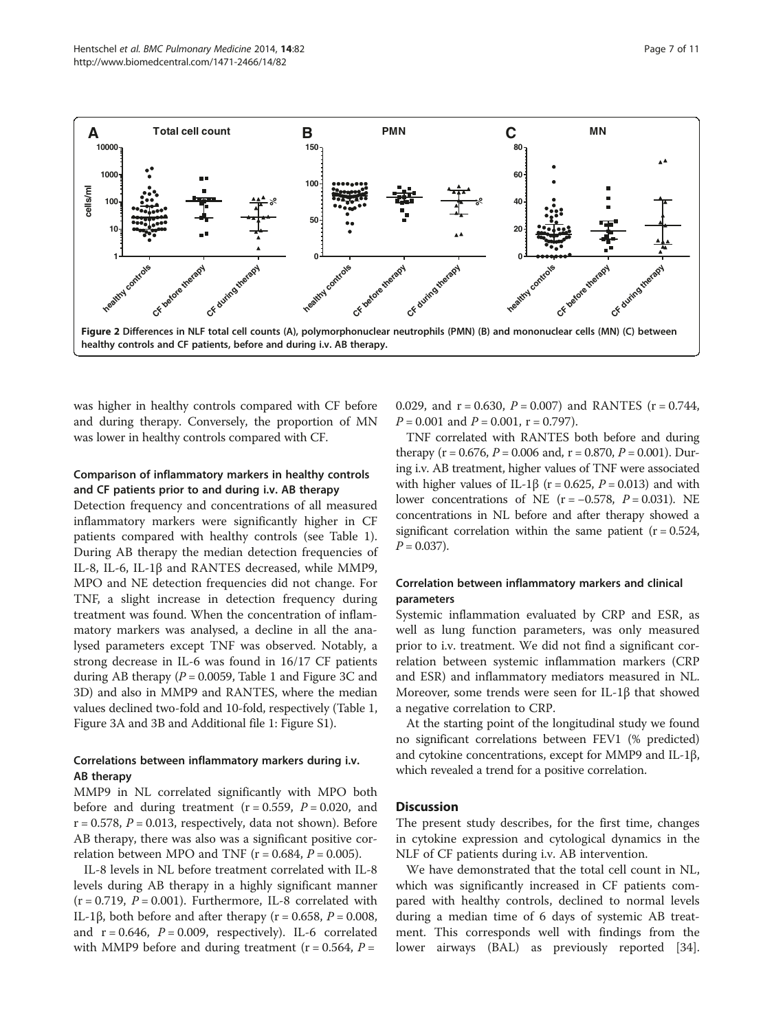Figure 2 Differences in NLF total cell counts (A), polymorphonuclear neutrophils (PMN) (B) and mononuclear cells (MN) (C) between healthy controls and CF patients, before and during i.v. AB therapy.

was higher in healthy controls compared with CF before and during therapy. Conversely, the proportion of MN was lower in healthy controls compared with CF.

### Comparison of inflammatory markers in healthy controls and CF patients prior to and during i.v. AB therapy

Detection frequency and concentrations of all measured inflammatory markers were significantly higher in CF patients compared with healthy controls (see Table 1). During AB therapy the median detection frequencies of IL-8, IL-6, IL-1β and RANTES decreased, while MMP9, MPO and NE detection frequencies did not change. For TNF, a slight increase in detection frequency during treatment was found. When the concentration of inflammatory markers was analysed, a decline in all the analysed parameters except TNF was observed. Notably, a strong decrease in IL-6 was found in 16/17 CF patients during AB therapy ($P = 0.0059$, Table 1 and Figure 3C and 3D) and also in MMP9 and RANTES, where the median values declined two-fold and 10-fold, respectively (Table 1, Figure 3A and 3B and Additional file 1: Figure S1).

### Correlations between inflammatory markers during i.v. AB therapy

MMP9 in NL correlated significantly with MPO both before and during treatment ($r = 0.559$, $P = 0.020$, and $r = 0.578$, $P = 0.013$, respectively, data not shown). Before AB therapy, there was also was a significant positive correlation between MPO and TNF ($r = 0.684$, $P = 0.005$).

IL-8 levels in NL before treatment correlated with IL-8 levels during AB therapy in a highly significant manner ($r = 0.719$, $P = 0.001$). Furthermore, IL-8 correlated with IL-1β, both before and after therapy ($r = 0.658$, $P = 0.008$, and $r = 0.646$, $P = 0.009$, respectively). IL-6 correlated with MMP9 before and during treatment ($r = 0.564$, $P = 0.029$, and $r = 0.630$, $P = 0.007$) and RANTES ($r = 0.744$, $P = 0.001$ and $P = 0.001$, $r = 0.797$).

TNF correlated with RANTES both before and during therapy ($r = 0.676$, $P = 0.006$ and, $r = 0.870$, $P = 0.001$). During i.v. AB treatment, higher values of TNF were associated with higher values of IL-1β ($r = 0.625$, $P = 0.013$) and with lower concentrations of NE ($r = -0.578$, $P = 0.031$). NE concentrations in NL before and after therapy showed a significant correlation within the same patient ($r = 0.524$, $P = 0.037$).

### Correlation between inflammatory markers and clinical parameters

Systemic inflammation evaluated by CRP and ESR, as well as lung function parameters, was only measured prior to i.v. treatment. We did not find a significant correlation between systemic inflammation markers (CRP and ESR) and inflammatory mediators measured in NL. Moreover, some trends were seen for IL-1β that showed a negative correlation to CRP.

At the starting point of the longitudinal study we found no significant correlations between FEV1 (% predicted) and cytokine concentrations, except for MMP9 and IL-1β, which revealed a trend for a positive correlation.

## Discussion

The present study describes, for the first time, changes in cytokine expression and cytological dynamics in the NLF of CF patients during i.v. AB intervention.

We have demonstrated that the total cell count in NL, which was significantly increased in CF patients compared with healthy controls, declined to normal levels during a median time of 6 days of systemic AB treatment. This corresponds well with findings from the lower airways (BAL) as previously reported [34].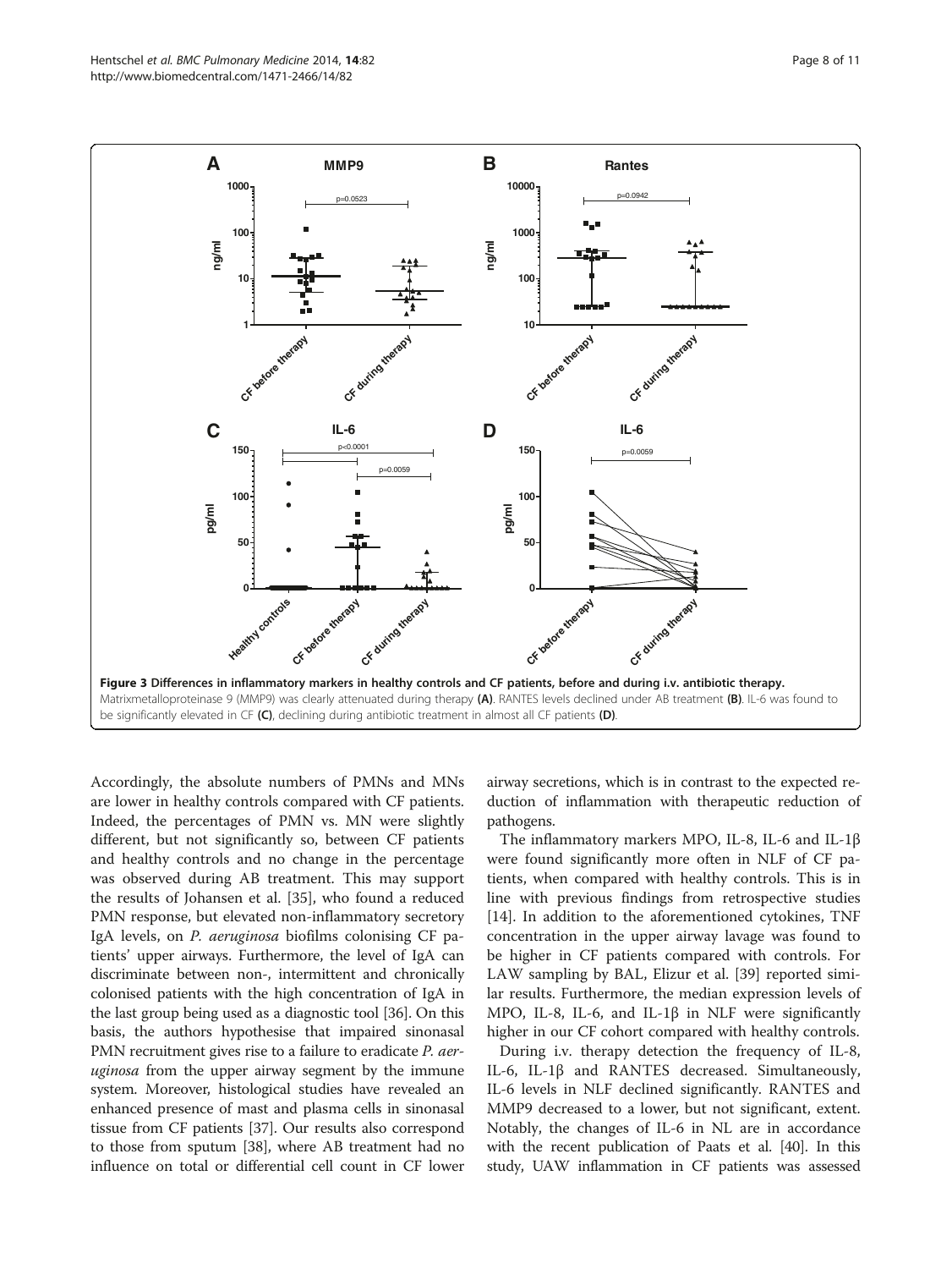**Figure 3 Differences in inflammatory markers in healthy controls and CF patients, before and during i.v. antibiotic therapy.** Matrixmetalloproteinase 9 (MMP9) was clearly attenuated during therapy **(A)**. RANTES levels declined under AB treatment **(B)**. IL-6 was found to be significantly elevated in CF **(C)**, declining during antibiotic treatment in almost all CF patients **(D)**.

Accordingly, the absolute numbers of PMNs and MNs are lower in healthy controls compared with CF patients. Indeed, the percentages of PMN vs. MN were slightly different, but not significantly so, between CF patients and healthy controls and no change in the percentage was observed during AB treatment. This may support the results of Johansen et al. [35], who found a reduced PMN response, but elevated non-inflammatory secretory IgA levels, on *P. aeruginosa* biofilms colonising CF patients' upper airways. Furthermore, the level of IgA can discriminate between non-, intermittent and chronically colonised patients with the high concentration of IgA in the last group being used as a diagnostic tool [36]. On this basis, the authors hypothesise that impaired sinonasal PMN recruitment gives rise to a failure to eradicate *P. aeruginosa* from the upper airway segment by the immune system. Moreover, histological studies have revealed an enhanced presence of mast and plasma cells in sinonasal tissue from CF patients [37]. Our results also correspond to those from sputum [38], where AB treatment had no influence on total or differential cell count in CF lower airway secretions, which is in contrast to the expected reduction of inflammation with therapeutic reduction of pathogens.

The inflammatory markers MPO, IL-8, IL-6 and IL-1β were found significantly more often in NLF of CF patients, when compared with healthy controls. This is in line with previous findings from retrospective studies [14]. In addition to the aforementioned cytokines, TNF concentration in the upper airway lavage was found to be higher in CF patients compared with controls. For LAW sampling by BAL, Elizur et al. [39] reported similar results. Furthermore, the median expression levels of MPO, IL-8, IL-6, and IL-1β in NLF were significantly higher in our CF cohort compared with healthy controls.

During i.v. therapy detection the frequency of IL-8, IL-6, IL-1β and RANTES decreased. Simultaneously, IL-6 levels in NLF declined significantly. RANTES and MMP9 decreased to a lower, but not significant, extent. Notably, the changes of IL-6 in NL are in accordance with the recent publication of Paats et al. [40]. In this study, UAW inflammation in CF patients was assessed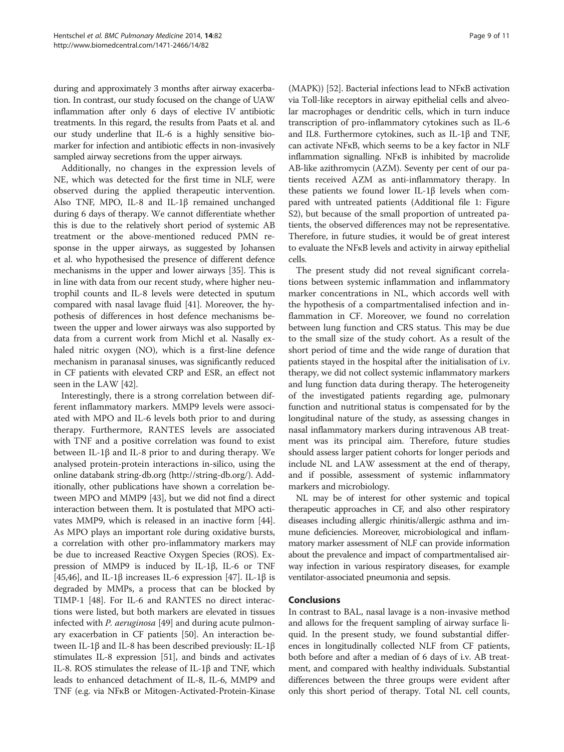during and approximately 3 months after airway exacerbation. In contrast, our study focused on the change of UAW inflammation after only 6 days of elective IV antibiotic treatments. In this regard, the results from Paats et al. and our study underline that IL-6 is a highly sensitive biomarker for infection and antibiotic effects in non-invasively sampled airway secretions from the upper airways.

Additionally, no changes in the expression levels of NE, which was detected for the first time in NLF, were observed during the applied therapeutic intervention. Also TNF, MPO, IL-8 and IL-1β remained unchanged during 6 days of therapy. We cannot differentiate whether this is due to the relatively short period of systemic AB treatment or the above-mentioned reduced PMN response in the upper airways, as suggested by Johansen et al. who hypothesised the presence of different defence mechanisms in the upper and lower airways [35]. This is in line with data from our recent study, where higher neutrophil counts and IL-8 levels were detected in sputum compared with nasal lavage fluid [41]. Moreover, the hypothesis of differences in host defence mechanisms between the upper and lower airways was also supported by data from a current work from Michl et al. Nasally exhaled nitric oxygen (NO), which is a first-line defence mechanism in paranasal sinuses, was significantly reduced in CF patients with elevated CRP and ESR, an effect not seen in the LAW [42].

Interestingly, there is a strong correlation between different inflammatory markers. MMP9 levels were associated with MPO and IL-6 levels both prior to and during therapy. Furthermore, RANTES levels are associated with TNF and a positive correlation was found to exist between IL-1β and IL-8 prior to and during therapy. We analysed protein-protein interactions in-silico, using the online databank string-db.org (http://string-db.org/). Additionally, other publications have shown a correlation between MPO and MMP9 [43], but we did not find a direct interaction between them. It is postulated that MPO activates MMP9, which is released in an inactive form [44]. As MPO plays an important role during oxidative bursts, a correlation with other pro-inflammatory markers may be due to increased Reactive Oxygen Species (ROS). Expression of MMP9 is induced by IL-1β, IL-6 or TNF [45,46], and IL-1β increases IL-6 expression [47]. IL-1β is degraded by MMPs, a process that can be blocked by TIMP-1 [48]. For IL-6 and RANTES no direct interactions were listed, but both markers are elevated in tissues infected with *P. aeruginosa* [49] and during acute pulmonary exacerbation in CF patients [50]. An interaction between IL-1β and IL-8 has been described previously: IL-1β stimulates IL-8 expression [51], and binds and activates IL-8. ROS stimulates the release of IL-1β and TNF, which leads to enhanced detachment of IL-8, IL-6, MMP9 and TNF (e.g. via NFκB or Mitogen-Activated-Protein-Kinase (MAPK)) [52]. Bacterial infections lead to NFκB activation via Toll-like receptors in airway epithelial cells and alveolar macrophages or dendritic cells, which in turn induce transcription of pro-inflammatory cytokines such as IL-6 and IL8. Furthermore cytokines, such as IL-1β and TNF, can activate NFκB, which seems to be a key factor in NLF inflammation signalling. NFκB is inhibited by macrolide AB-like azithromycin (AZM). Seventy per cent of our patients received AZM as anti-inflammatory therapy. In these patients we found lower IL-1β levels when compared with untreated patients (Additional file 1: Figure S2), but because of the small proportion of untreated patients, the observed differences may not be representative. Therefore, in future studies, it would be of great interest to evaluate the NFκB levels and activity in airway epithelial cells.

The present study did not reveal significant correlations between systemic inflammation and inflammatory marker concentrations in NL, which accords well with the hypothesis of a compartmentalised infection and inflammation in CF. Moreover, we found no correlation between lung function and CRS status. This may be due to the small size of the study cohort. As a result of the short period of time and the wide range of duration that patients stayed in the hospital after the initialisation of i.v. therapy, we did not collect systemic inflammatory markers and lung function data during therapy. The heterogeneity of the investigated patients regarding age, pulmonary function and nutritional status is compensated for by the longitudinal nature of the study, as assessing changes in nasal inflammatory markers during intravenous AB treatment was its principal aim. Therefore, future studies should assess larger patient cohorts for longer periods and include NL and LAW assessment at the end of therapy, and if possible, assessment of systemic inflammatory markers and microbiology.

NL may be of interest for other systemic and topical therapeutic approaches in CF, and also other respiratory diseases including allergic rhinitis/allergic asthma and immune deficiencies. Moreover, microbiological and inflammatory marker assessment of NLF can provide information about the prevalence and impact of compartmentalised airway infection in various respiratory diseases, for example ventilator-associated pneumonia and sepsis.

## Conclusions

In contrast to BAL, nasal lavage is a non-invasive method and allows for the frequent sampling of airway surface liquid. In the present study, we found substantial differences in longitudinally collected NLF from CF patients, both before and after a median of 6 days of i.v. AB treatment, and compared with healthy individuals. Substantial differences between the three groups were evident after only this short period of therapy. Total NL cell counts,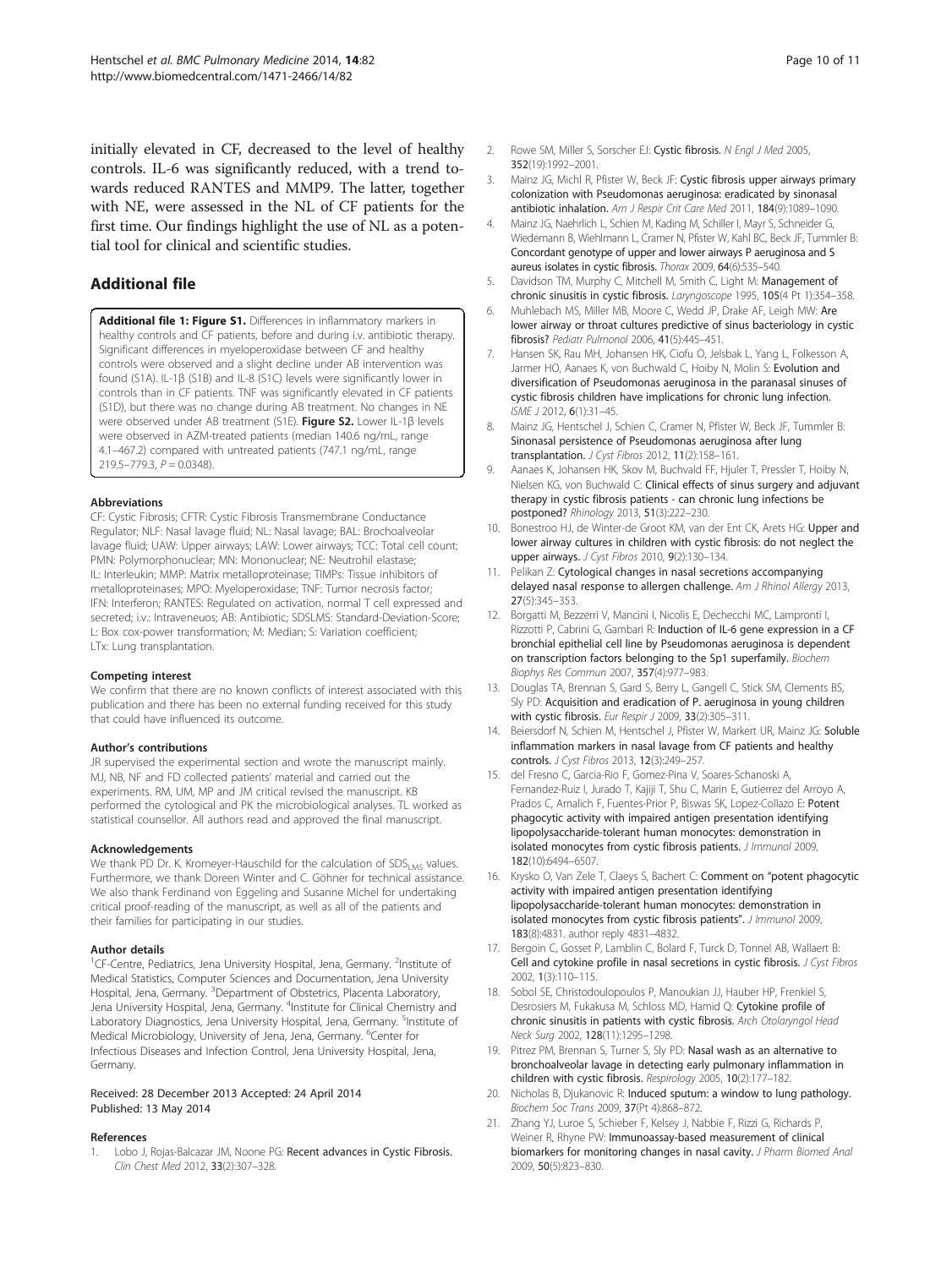initially elevated in CF, decreased to the level of healthy controls. IL-6 was significantly reduced, with a trend towards reduced RANTES and MMP9. The latter, together with NE, were assessed in the NL of CF patients for the first time. Our findings highlight the use of NL as a potential tool for clinical and scientific studies.

## Additional file

**Additional file 1: Figure S1.** Differences in inflammatory markers in healthy controls and CF patients, before and during i.v. antibiotic therapy. Significant differences in myeloperoxidase between CF and healthy controls were observed and a slight decline under AB intervention was found (S1A). IL-1β (S1B) and IL-8 (S1C) levels were significantly lower in controls than in CF patients. TNF was significantly elevated in CF patients (S1D), but there was no change during AB treatment. No changes in NE were observed under AB treatment (S1E). **Figure S2.** Lower IL-1β levels were observed in AZM-treated patients (median 140.6 ng/mL, range 4.1–467.2) compared with untreated patients (747.1 ng/mL, range 219.5–779.3, *P* = 0.0348).

#### Abbreviations

CF: Cystic Fibrosis; CFTR: Cystic Fibrosis Transmembrane Conductance Regulator; NLF: Nasal lavage fluid; NL: Nasal lavage; BAL: Brochoalveolar lavage fluid; UAW: Upper airways; LAW: Lower airways; TCC: Total cell count; PMN: Polymorphonuclear; MN: Mononuclear; NE: Neutrohil elastase; IL: Interleukin; MMP: Matrix metalloproteinase; TIMPs: Tissue inhibitors of metalloproteinases; MPO: Myeloperoxidase; TNF: Tumor necrosis factor; IFN: Interferon; RANTES: Regulated on activation, normal T cell expressed and secreted; i.v.: Intraveneuos; AB: Antibiotic; SDSLMS: Standard-Deviation-Score; L: Box cox-power transformation; M: Median; S: Variation coefficient; LTx: Lung transplantation.

#### Competing interest

We confirm that there are no known conflicts of interest associated with this publication and there has been no external funding received for this study that could have influenced its outcome.

#### Author's contributions

JR supervised the experimental section and wrote the manuscript mainly. MJ, NB, NF and FD collected patients' material and carried out the experiments. RM, UM, MP and JM critical revised the manuscript. KB performed the cytological and PK the microbiological analyses. TL worked as statistical counsellor. All authors read and approved the final manuscript.

#### Acknowledgements

We thank PD Dr. K. Kromeyer-Hauschild for the calculation of $SDS_{LMS}$ values. Furthermore, we thank Doreen Winter and C. Göhner for technical assistance. We also thank Ferdinand von Eggeling and Susanne Michel for undertaking critical proof-reading of the manuscript, as well as all of the patients and their families for participating in our studies.

#### Author details

[1]CF-Centre, Pediatrics, Jena University Hospital, Jena, Germany. [2]Institute of Medical Statistics, Computer Sciences and Documentation, Jena University Hospital, Jena, Germany. [3]Department of Obstetrics, Placenta Laboratory, Jena University Hospital, Jena, Germany. [4]Institute for Clinical Chemistry and Laboratory Diagnostics, Jena University Hospital, Jena, Germany. [5]Institute of Medical Microbiology, University of Jena, Jena, Germany. [6]Center for Infectious Diseases and Infection Control, Jena University Hospital, Jena, Germany.

Received: 28 December 2013 Accepted: 24 April 2014
Published: 13 May 2014

#### References

1. Lobo J, Rojas-Balcazar JM, Noone PG: **Recent advances in Cystic Fibrosis.** *Clin Chest Med* 2012, **33**(2):307–328.
2. Rowe SM, Miller S, Sorscher EJ: **Cystic fibrosis.** *N Engl J Med* 2005, **352**(19):1992–2001.
3. Mainz JG, Michl R, Pfister W, Beck JF: **Cystic fibrosis upper airways primary colonization with Pseudomonas aeruginosa: eradicated by sinonasal antibiotic inhalation.** *Am J Respir Crit Care Med* 2011, **184**(9):1089–1090.
4. Mainz JG, Naehrlich L, Schien M, Kading M, Schiller I, Mayr S, Schneider G, Wiedemann B, Wiehlmann L, Cramer N, Pfister W, Kahl BC, Beck JF, Tummler B: **Concordant genotype of upper and lower airways P aeruginosa and S aureus isolates in cystic fibrosis.** *Thorax* 2009, **64**(6):535–540.
5. Davidson TM, Murphy C, Mitchell M, Smith C, Light M: **Management of chronic sinusitis in cystic fibrosis.** *Laryngoscope* 1995, **105**(4 Pt 1):354–358.
6. Muhlebach MS, Miller MB, Moore C, Wedd JP, Drake AF, Leigh MW: **Are lower airway or throat cultures predictive of sinus bacteriology in cystic fibrosis?** *Pediatr Pulmonol* 2006, **41**(5):445–451.
7. Hansen SK, Rau MH, Johansen HK, Ciofu O, Jelsbak L, Yang L, Folkesson A, Jarmer HO, Aanaes K, von Buchwald C, Hoiby N, Molin S: **Evolution and diversification of Pseudomonas aeruginosa in the paranasal sinuses of cystic fibrosis children have implications for chronic lung infection.** *ISME J* 2012, **6**(1):31–45.
8. Mainz JG, Hentschel J, Schien C, Cramer N, Pfister W, Beck JF, Tummler B: **Sinonasal persistence of Pseudomonas aeruginosa after lung transplantation.** *J Cyst Fibros* 2012, **11**(2):158–161.
9. Aanaes K, Johansen HK, Skov M, Buchvald FF, Hjuler T, Pressler T, Hoiby N, Nielsen KG, von Buchwald C: **Clinical effects of sinus surgery and adjuvant therapy in cystic fibrosis patients - can chronic lung infections be postponed?** *Rhinology* 2013, **51**(3):222–230.
10. Bonestroo HJ, de Winter-de Groot KM, van der Ent CK, Arets HG: **Upper and lower airway cultures in children with cystic fibrosis: do not neglect the upper airways.** *J Cyst Fibros* 2010, **9**(2):130–134.
11. Pelikan Z: **Cytological changes in nasal secretions accompanying delayed nasal response to allergen challenge.** *Am J Rhinol Allergy* 2013, **27**(5):345–353.
12. Borgatti M, Bezzerri V, Mancini I, Nicolis E, Dechecchi MC, Lampronti I, Rizzotti P, Cabrini G, Gambari R: **Induction of IL-6 gene expression in a CF bronchial epithelial cell line by Pseudomonas aeruginosa is dependent on transcription factors belonging to the Sp1 superfamily.** *Biochem Biophys Res Commun* 2007, **357**(4):977–983.
13. Douglas TA, Brennan S, Gard S, Berry L, Gangell C, Stick SM, Clements BS, Sly PD: **Acquisition and eradication of P. aeruginosa in young children with cystic fibrosis.** *Eur Respir J* 2009, **33**(2):305–311.
14. Beiersdorf N, Schien M, Hentschel J, Pfister W, Markert UR, Mainz JG: **Soluble inflammation markers in nasal lavage from CF patients and healthy controls.** *J Cyst Fibros* 2013, **12**(3):249–257.
15. del Fresno C, Garcia-Rio F, Gomez-Pina V, Soares-Schanoski A, Fernandez-Ruiz I, Jurado T, Kajiji T, Shu C, Marin E, Gutierrez del Arroyo A, Prados C, Arnalich F, Fuentes-Prior P, Biswas SK, Lopez-Collazo E: **Potent phagocytic activity with impaired antigen presentation identifying lipopolysaccharide-tolerant human monocytes: demonstration in isolated monocytes from cystic fibrosis patients.** *J Immunol* 2009, **182**(10):6494–6507.
16. Krysko O, Van Zele T, Claeys S, Bachert C: **Comment on "potent phagocytic activity with impaired antigen presentation identifying lipopolysaccharide-tolerant human monocytes: demonstration in isolated monocytes from cystic fibrosis patients".** *J Immunol* 2009, **183**(8):4831. author reply 4831–4832.
17. Bergoin C, Gosset P, Lamblin C, Bolard F, Turck D, Tonnel AB, Wallaert B: **Cell and cytokine profile in nasal secretions in cystic fibrosis.** *J Cyst Fibros* 2002, **1**(3):110–115.
18. Sobol SE, Christodoulopoulos P, Manoukian JJ, Hauber HP, Frenkiel S, Desrosiers M, Fukakusa M, Schloss MD, Hamid Q: **Cytokine profile of chronic sinusitis in patients with cystic fibrosis.** *Arch Otolaryngol Head Neck Surg* 2002, **128**(11):1295–1298.
19. Pitrez PM, Brennan S, Turner S, Sly PD: **Nasal wash as an alternative to bronchoalveolar lavage in detecting early pulmonary inflammation in children with cystic fibrosis.** *Respirology* 2005, **10**(2):177–182.
20. Nicholas B, Djukanovic R: **Induced sputum: a window to lung pathology.** *Biochem Soc Trans* 2009, **37**(Pt 4):868–872.
21. Zhang YJ, Luroe S, Schieber F, Kelsey J, Nabbie F, Rizzi G, Richards P, Weiner R, Rhyne PW: **Immunoassay-based measurement of clinical biomarkers for monitoring changes in nasal cavity.** *J Pharm Biomed Anal* 2009, **50**(5):823–830.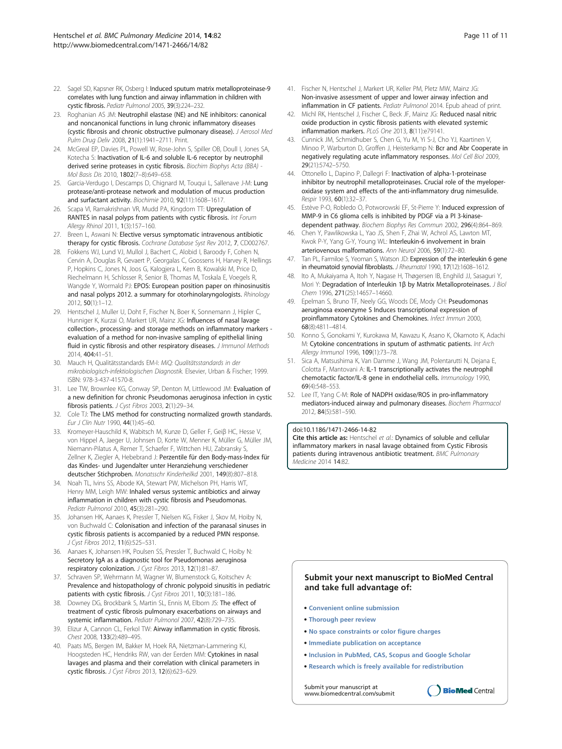22. Sagel SD, Kapsner RK, Osberg I: **Induced sputum matrix metalloproteinase-9 correlates with lung function and airway inflammation in children with cystic fibrosis.** *Pediatr Pulmonol* 2005, **39**(3):224–232.
23. Roghanian AS JM: **Neutrophil elastase (NE) and NE inhibitors: canonical and noncanonical functions in lung chronic inflammatory diseases (cystic fibrosis and chronic obstructive pulmonary disease).** *J Aerosol Med Pulm Drug Deliv* 2008, **21**(1):1941–2711. Print.
24. McGreal EP, Davies PL, Powell W, Rose-John S, Spiller OB, Doull I, Jones SA, Kotecha S: **Inactivation of IL-6 and soluble IL-6 receptor by neutrophil derived serine proteases in cystic fibrosis.** *Biochim Biophys Acta (BBA) - Mol Basis Dis* 2010, **1802**(7–8):649–658.
25. Garcia-Verdugo I, Descamps D, Chignard M, Touqui L, Sallenave J-M: **Lung protease/anti-protease network and modulation of mucus production and surfactant activity.** *Biochimie* 2010, **92**(11):1608–1617.
26. Scapa VI, Ramakrishnan VR, Mudd PA, Kingdom TT: **Upregulation of RANTES in nasal polyps from patients with cystic fibrosis.** *Int Forum Allergy Rhinol* 2011, **1**(3):157–160.
27. Breen L, Aswani N: **Elective versus symptomatic intravenous antibiotic therapy for cystic fibrosis.** *Cochrane Database Syst Rev* 2012, **7**, CD002767.
28. Fokkens WJ, Lund VJ, Mullol J, Bachert C, Alobid I, Baroody F, Cohen N, Cervin A, Douglas R, Gevaert P, Georgalas C, Goossens H, Harvey R, Hellings P, Hopkins C, Jones N, Joos G, Kalogjera L, Kern B, Kowalski M, Price D, Riechelmann H, Schlosser R, Senior B, Thomas M, Toskala E, Voegels R, Wangde Y, Wormald PJ: **EPOS: European position paper on rhinosinusitis and nasal polyps 2012. a summary for otorhinolaryngologists.** *Rhinology* 2012, **50**(1):1–12.
29. Hentschel J, Muller U, Doht F, Fischer N, Boer K, Sonnemann J, Hipler C, Hunniger K, Kurzai O, Markert UR, Mainz JG: **Influences of nasal lavage collection-, processing- and storage methods on inflammatory markers - evaluation of a method for non-invasive sampling of epithelial lining fluid in cystic fibrosis and other respiratory diseases.** *J Immunol Methods* 2014, **404**:41–51.
30. Mauch H, Qualitätsstandards EM-I: *MiQ: Qualitätsstandards in der mikrobiologisch-infektiologischen Diagnostik.* Elsevier, Urban & Fischer; 1999. ISBN: 978-3-437-41570-8.
31. Lee TW, Brownlee KG, Conway SP, Denton M, Littlewood JM: **Evaluation of a new definition for chronic Pseudomonas aeruginosa infection in cystic fibrosis patients.** *J Cyst Fibros* 2003, **2**(1):29–34.
32. Cole TJ: **The LMS method for constructing normalized growth standards.** *Eur J Clin Nutr* 1990, **44**(1):45–60.
33. Kromeyer-Hauschild K, Wabitsch M, Kunze D, Geller F, Geiß HC, Hesse V, von Hippel A, Jaeger U, Johnsen D, Korte W, Menner K, Müller G, Müller JM, Niemann-Pilatus A, Remer T, Schaefer F, Wittchen HU, Zabransky S, Zellner K, Ziegler A, Hebebrand J: **Perzentile für den Body-mass-Index für das Kindes- und Jugendalter unter Heranziehung verschiedener deutscher Stichproben.** *Monatsschr Kinderheilkd* 2001, **149**(8):807–818.
34. Noah TL, Ivins SS, Abode KA, Stewart PW, Michelson PH, Harris WT, Henry MM, Leigh MW: **Inhaled versus systemic antibiotics and airway inflammation in children with cystic fibrosis and Pseudomonas.** *Pediatr Pulmonol* 2010, **45**(3):281–290.
35. Johansen HK, Aanaes K, Pressler T, Nielsen KG, Fisker J, Skov M, Hoiby N, von Buchwald C: **Colonisation and infection of the paranasal sinuses in cystic fibrosis patients is accompanied by a reduced PMN response.** *J Cyst Fibros* 2012, **11**(6):525–531.
36. Aanaes K, Johansen HK, Poulsen SS, Pressler T, Buchwald C, Hoiby N: **Secretory IgA as a diagnostic tool for Pseudomonas aeruginosa respiratory colonization.** *J Cyst Fibros* 2013, **12**(1):81–87.
37. Schraven SP, Wehrmann M, Wagner W, Blumenstock G, Koitschev A: **Prevalence and histopathology of chronic polypoid sinusitis in pediatric patients with cystic fibrosis.** *J Cyst Fibros* 2011, **10**(3):181–186.
38. Downey DG, Brockbank S, Martin SL, Ennis M, Elborn JS: **The effect of treatment of cystic fibrosis pulmonary exacerbations on airways and systemic inflammation.** *Pediatr Pulmonol* 2007, **42**(8):729–735.
39. Elizur A, Cannon CL, Ferkol TW: **Airway inflammation in cystic fibrosis.** *Chest* 2008, **133**(2):489–495.
40. Paats MS, Bergen IM, Bakker M, Hoek RA, Nietzman-Lammering KJ, Hoogsteden HC, Hendriks RW, van der Eerden MM: **Cytokines in nasal lavages and plasma and their correlation with clinical parameters in cystic fibrosis.** *J Cyst Fibros* 2013, **12**(6):623–629.
41. Fischer N, Hentschel J, Markert UR, Keller PM, Pletz MW, Mainz JG: **Non-invasive assessment of upper and lower airway infection and inflammation in CF patients.** *Pediatr Pulmonol* 2014. Epub ahead of print.
42. Michl RK, Hentschel J, Fischer C, Beck JF, Mainz JG: **Reduced nasal nitric oxide production in cystic fibrosis patients with elevated systemic inflammation markers.** *PLoS One* 2013, **8**(11):e79141.
43. Cunnick JM, Schmidhuber S, Chen G, Yu M, Yi S-J, Cho YJ, Kaartinen V, Minoo P, Warburton D, Groffen J, Heisterkamp N: **Bcr and Abr Cooperate in negatively regulating acute inflammatory responses.** *Mol Cell Biol* 2009, **29**(21):5742–5750.
44. Ottonello L, Dapino P, Dallegri F: **Inactivation of alpha-1-proteinase inhibitor by neutrophil metalloproteinases. Crucial role of the myeloperoxidase system and effects of the anti-inflammatory drug nimesulide.** *Respir* 1993, **60**(1):32–37.
45. Estève P-O, Robledo O, Potworowski EF, St-Pierre Y: **Induced expression of MMP-9 in C6 glioma cells is inhibited by PDGF via a PI 3-kinase-dependent pathway.** *Biochem Biophys Res Commun* 2002, **296**(4):864–869.
46. Chen Y, Pawlikowska L, Yao JS, Shen F, Zhai W, Achrol AS, Lawton MT, Kwok P-Y, Yang G-Y, Young WL: **Interleukin-6 involvement in brain arteriovenous malformations.** *Ann Neurol* 2006, **59**(1):72–80.
47. Tan PL, Farmiloe S, Yeoman S, Watson JD: **Expression of the interleukin 6 gene in rheumatoid synovial fibroblasts.** *J Rheumatol* 1990, **17**(12):1608–1612.
48. Ito A, Mukaiyama A, Itoh Y, Nagase H, Thøgersen IB, Enghild JJ, Sasaguri Y, Mori Y: **Degradation of Interleukin 1β by Matrix Metalloproteinases.** *J Biol Chem* 1996, **271**(25):14657–14660.
49. Epelman S, Bruno TF, Neely GG, Woods DE, Mody CH: **Pseudomonas aeruginosa exoenzyme S Induces transcriptional expression of proinflammatory Cytokines and Chemokines.** *Infect Immun* 2000, **68**(8):4811–4814.
50. Konno S, Gonokami Y, Kurokawa M, Kawazu K, Asano K, Okamoto K, Adachi M: **Cytokine concentrations in sputum of asthmatic patients.** *Int Arch Allergy Immunol* 1996, **109**(1):73–78.
51. Sica A, Matsushima K, Van Damme J, Wang JM, Polentarutti N, Dejana E, Colotta F, Mantovani A: **IL-1 transcriptionally activates the neutrophil chemotactic factor/IL-8 gene in endothelial cells.** *Immunology* 1990, **69**(4):548–553.
52. Lee IT, Yang C-M: **Role of NADPH oxidase/ROS in pro-inflammatory mediators-induced airway and pulmonary diseases.** *Biochem Pharmacol* 2012, **84**(5):581–590.

doi:10.1186/1471-2466-14-82

**Cite this article as:** Hentschel *et al.*: Dynamics of soluble and cellular inflammatory markers in nasal lavage obtained from Cystic Fibrosis patients during intravenous antibiotic treatment. *BMC Pulmonary Medicine* 2014 **14**:82.

**Submit your next manuscript to BioMed Central and take full advantage of:**

- **Convenient online submission**
- **Thorough peer review**
- **No space constraints or color figure charges**
- **Immediate publication on acceptance**
- **Inclusion in PubMed, CAS, Scopus and Google Scholar**
- **Research which is freely available for redistribution**

Submit your manuscript at www.biomedcentral.com/submit

BioMed Central